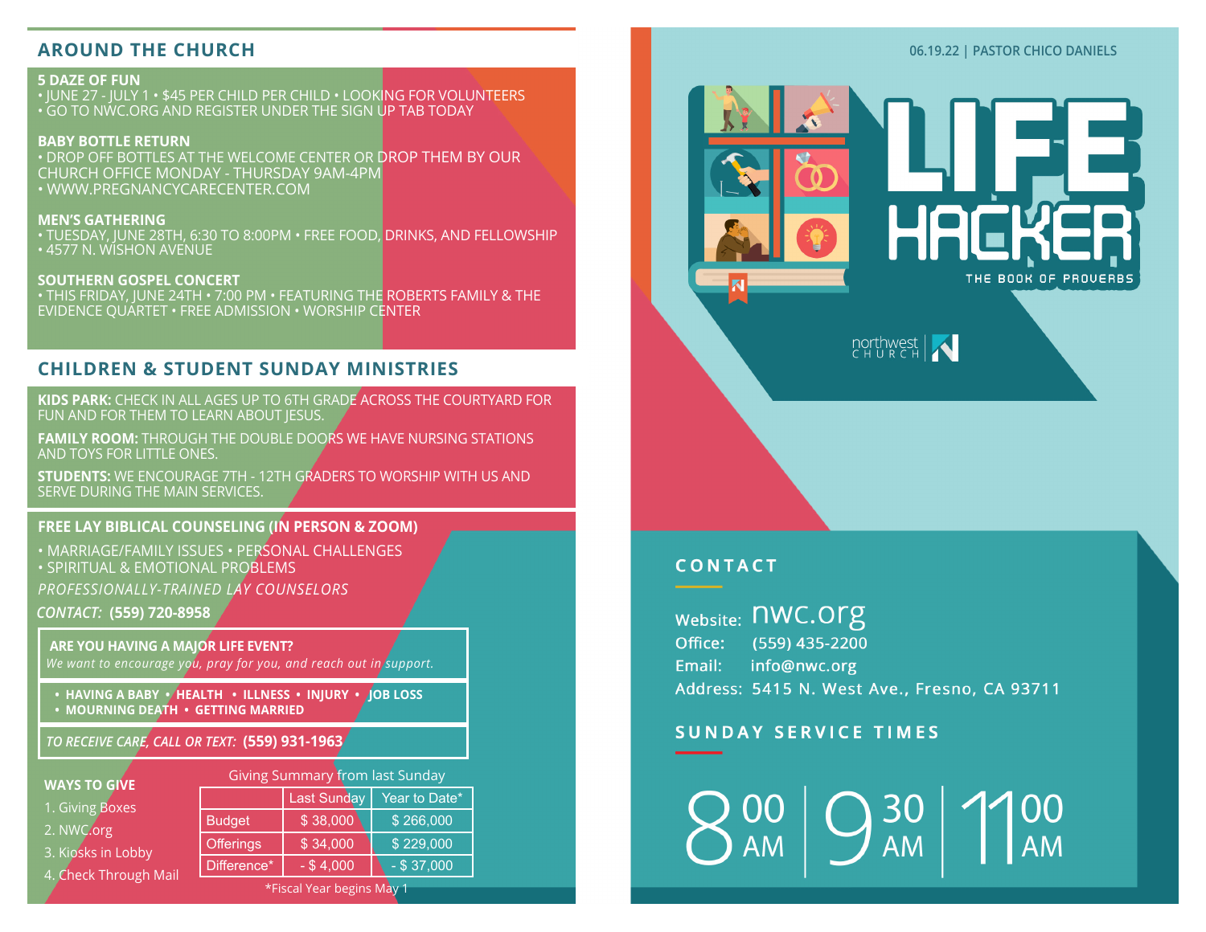## AROUND THE CHURCH

**5 DAZE OF FUN**
• JUNE 27 - JULY 1 • $45 PER CHILD PER CHILD • LOOKING FOR VOLUNTEERS
• GO TO NWC.ORG AND REGISTER UNDER THE SIGN UP TAB TODAY

**BABY BOTTLE RETURN**
• DROP OFF BOTTLES AT THE WELCOME CENTER OR DROP THEM BY OUR CHURCH OFFICE MONDAY - THURSDAY 9AM-4PM
• WWW.PREGNANCYCARECENTER.COM

**MEN'S GATHERING**
• TUESDAY, JUNE 28TH, 6:30 TO 8:00PM • FREE FOOD, DRINKS, AND FELLOWSHIP
• 4577 N. WISHON AVENUE

**SOUTHERN GOSPEL CONCERT**
• THIS FRIDAY, JUNE 24TH • 7:00 PM • FEATURING THE ROBERTS FAMILY & THE EVIDENCE QUARTET • FREE ADMISSION • WORSHIP CENTER

## CHILDREN & STUDENT SUNDAY MINISTRIES

**KIDS PARK:** CHECK IN ALL AGES UP TO 6TH GRADE ACROSS THE COURTYARD FOR FUN AND FOR THEM TO LEARN ABOUT JESUS.

**FAMILY ROOM:** THROUGH THE DOUBLE DOORS WE HAVE NURSING STATIONS AND TOYS FOR LITTLE ONES.

**STUDENTS:** WE ENCOURAGE 7TH - 12TH GRADERS TO WORSHIP WITH US AND SERVE DURING THE MAIN SERVICES.

**FREE LAY BIBLICAL COUNSELING (IN PERSON & ZOOM)**

• MARRIAGE/FAMILY ISSUES • PERSONAL CHALLENGES
• SPIRITUAL & EMOTIONAL PROBLEMS

*PROFESSIONALLY-TRAINED LAY COUNSELORS*

*CONTACT:* **(559) 720-8958**

**ARE YOU HAVING A MAJOR LIFE EVENT?**
*We want to encourage you, pray for you, and reach out in support.*

**• HAVING A BABY • HEALTH • ILLNESS • INJURY • JOB LOSS**
**• MOURNING DEATH • GETTING MARRIED**

*TO RECEIVE CARE, CALL OR TEXT:* **(559) 931-1963**

**WAYS TO GIVE**
1. Giving Boxes
2. NWC.org
3. Kiosks in Lobby
4. Check Through Mail

Giving Summary from last Sunday

| | Last Sunday | Year to Date* |
|---|---|---|
| Budget | $ 38,000 | $ 266,000 |
| Offerings | $ 34,000 | $ 229,000 |
| Difference* | - $ 4,000 | - $ 37,000 |

*Fiscal Year begins May 1

06.19.22 | PASTOR CHICO DANIELS

# LIFE HACKER

THE BOOK OF PROVERBS

northwest CHURCH

## CONTACT

Website: nwc.org
Office: (559) 435-2200
Email: info@nwc.org
Address: 5415 N. West Ave., Fresno, CA 93711

## SUNDAY SERVICE TIMES

8:00 AM | 9:30 AM | 11:00 AM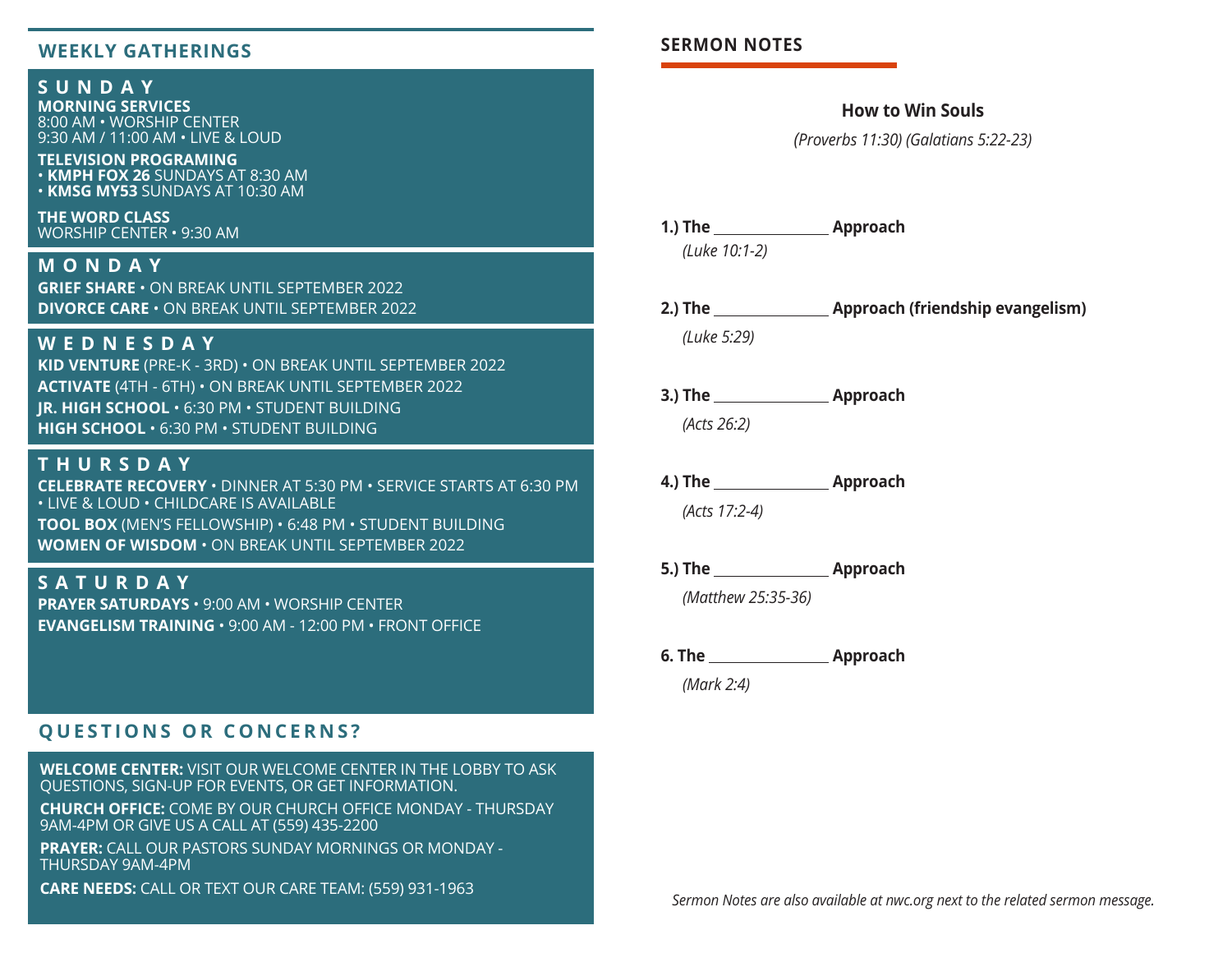## WEEKLY GATHERINGS

### SUNDAY

**MORNING SERVICES**
8:00 AM • WORSHIP CENTER
9:30 AM / 11:00 AM • LIVE & LOUD

**TELEVISION PROGRAMING**
• **KMPH FOX 26** SUNDAYS AT 8:30 AM
• **KMSG MY53** SUNDAYS AT 10:30 AM

**THE WORD CLASS**
WORSHIP CENTER • 9:30 AM

### MONDAY

**GRIEF SHARE** • ON BREAK UNTIL SEPTEMBER 2022
**DIVORCE CARE** • ON BREAK UNTIL SEPTEMBER 2022

### WEDNESDAY

**KID VENTURE** (PRE-K - 3RD) • ON BREAK UNTIL SEPTEMBER 2022
**ACTIVATE** (4TH - 6TH) • ON BREAK UNTIL SEPTEMBER 2022
**JR. HIGH SCHOOL** • 6:30 PM • STUDENT BUILDING
**HIGH SCHOOL** • 6:30 PM • STUDENT BUILDING

### THURSDAY

**CELEBRATE RECOVERY** • DINNER AT 5:30 PM • SERVICE STARTS AT 6:30 PM • LIVE & LOUD • CHILDCARE IS AVAILABLE
**TOOL BOX** (MEN'S FELLOWSHIP) • 6:48 PM • STUDENT BUILDING
**WOMEN OF WISDOM** • ON BREAK UNTIL SEPTEMBER 2022

### SATURDAY

**PRAYER SATURDAYS** • 9:00 AM • WORSHIP CENTER
**EVANGELISM TRAINING** • 9:00 AM - 12:00 PM • FRONT OFFICE

## QUESTIONS OR CONCERNS?

**WELCOME CENTER:** VISIT OUR WELCOME CENTER IN THE LOBBY TO ASK QUESTIONS, SIGN-UP FOR EVENTS, OR GET INFORMATION.

**CHURCH OFFICE:** COME BY OUR CHURCH OFFICE MONDAY - THURSDAY 9AM-4PM OR GIVE US A CALL AT (559) 435-2200

**PRAYER:** CALL OUR PASTORS SUNDAY MORNINGS OR MONDAY - THURSDAY 9AM-4PM

**CARE NEEDS:** CALL OR TEXT OUR CARE TEAM: (559) 931-1963

## SERMON NOTES

### How to Win Souls

*(Proverbs 11:30) (Galatians 5:22-23)*

**1.) The ______________ Approach**
*(Luke 10:1-2)*

**2.) The ______________ Approach (friendship evangelism)**
*(Luke 5:29)*

**3.) The ______________ Approach**
*(Acts 26:2)*

**4.) The ______________ Approach**
*(Acts 17:2-4)*

**5.) The ______________ Approach**
*(Matthew 25:35-36)*

**6. The ______________ Approach**
*(Mark 2:4)*

*Sermon Notes are also available at nwc.org next to the related sermon message.*